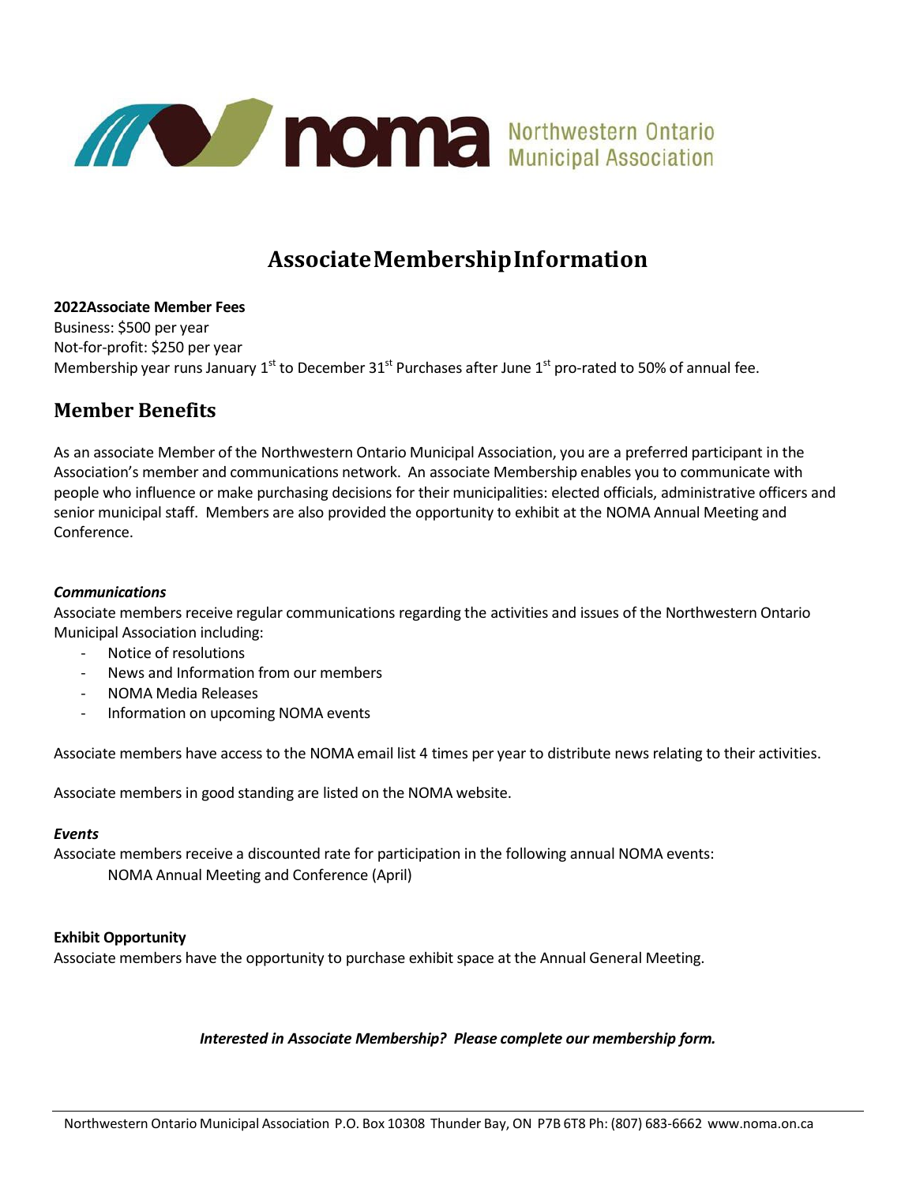noma Northwestern Ontario Municipal Association

# Associate Membership Information

**2022 Associate Member Fees**
Business: $500 per year
Not-for-profit: $250 per year
Membership year runs January 1st to December 31st Purchases after June 1st pro-rated to 50% of annual fee.

## Member Benefits

As an associate Member of the Northwestern Ontario Municipal Association, you are a preferred participant in the Association's member and communications network. An associate Membership enables you to communicate with people who influence or make purchasing decisions for their municipalities: elected officials, administrative officers and senior municipal staff. Members are also provided the opportunity to exhibit at the NOMA Annual Meeting and Conference.

***Communications***

Associate members receive regular communications regarding the activities and issues of the Northwestern Ontario Municipal Association including:

- Notice of resolutions
- News and Information from our members
- NOMA Media Releases
- Information on upcoming NOMA events

Associate members have access to the NOMA email list 4 times per year to distribute news relating to their activities.

Associate members in good standing are listed on the NOMA website.

***Events***

Associate members receive a discounted rate for participation in the following annual NOMA events:

NOMA Annual Meeting and Conference (April)

**Exhibit Opportunity**

Associate members have the opportunity to purchase exhibit space at the Annual General Meeting.

***Interested in Associate Membership? Please complete our membership form.***

Northwestern Ontario Municipal Association P.O. Box 10308 Thunder Bay, ON P7B 6T8 Ph: (807) 683-6662 www.noma.on.ca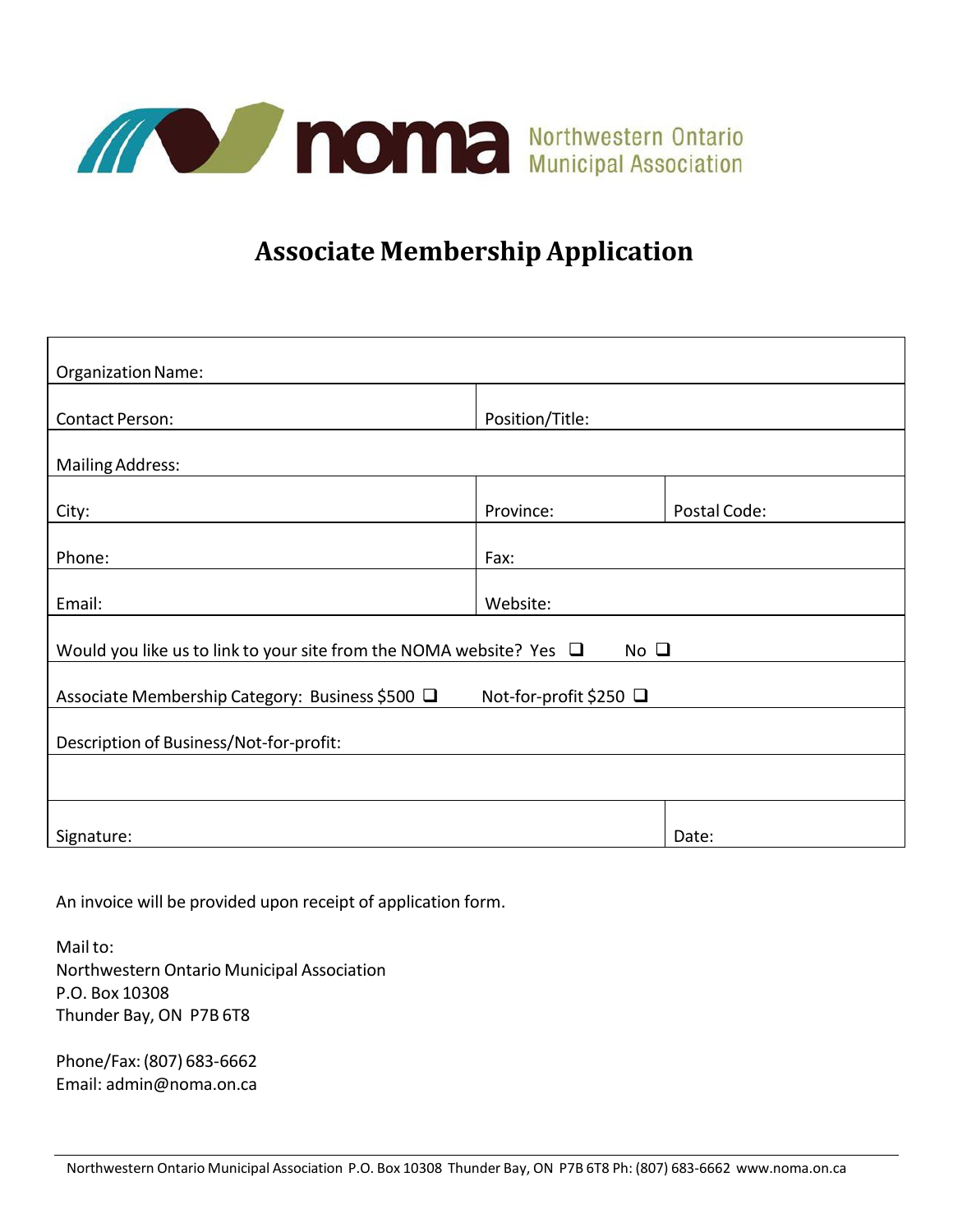noma Northwestern Ontario Municipal Association

# Associate Membership Application

| | | |
|---|---|---|
| Organization Name: | | |
| Contact Person: | Position/Title: | |
| Mailing Address: | | |
| City: | Province: | Postal Code: |
| Phone: | Fax: | |
| Email: | Website: | |
| Would you like us to link to your site from the NOMA website? Yes ❑ No ❑ | | |
| Associate Membership Category: Business $500 ❑ Not-for-profit $250 ❑ | | |
| Description of Business/Not-for-profit: | | |
| | | |
| Signature: | | Date: |

An invoice will be provided upon receipt of application form.

Mail to:
Northwestern Ontario Municipal Association
P.O. Box 10308
Thunder Bay, ON P7B 6T8

Phone/Fax: (807) 683-6662
Email: admin@noma.on.ca